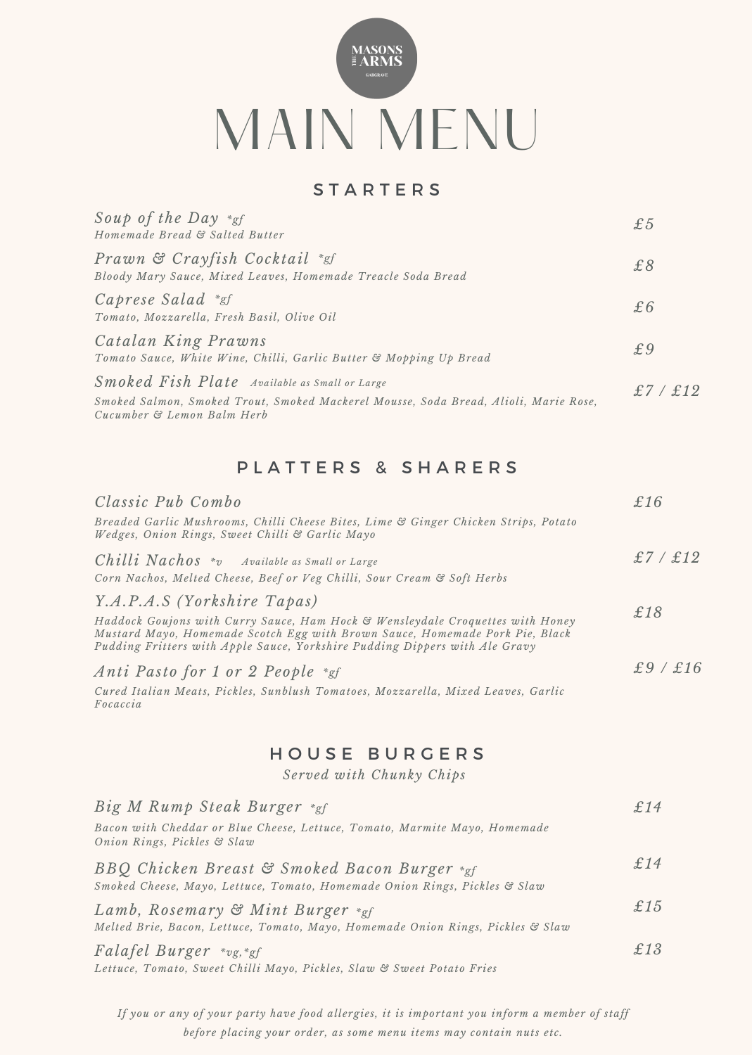MASONS THE ARMS GARGRAVE

# MAIN MENU

## STARTERS

*Soup of the Day* *gf — £5
Homemade Bread & Salted Butter

*Prawn & Crayfish Cocktail* *gf — £8
Bloody Mary Sauce, Mixed Leaves, Homemade Treacle Soda Bread

*Caprese Salad* *gf — £6
Tomato, Mozzarella, Fresh Basil, Olive Oil

*Catalan King Prawns* — £9
Tomato Sauce, White Wine, Chilli, Garlic Butter & Mopping Up Bread

*Smoked Fish Plate* Available as Small or Large — £7 / £12
Smoked Salmon, Smoked Trout, Smoked Mackerel Mousse, Soda Bread, Alioli, Marie Rose, Cucumber & Lemon Balm Herb

## PLATTERS & SHARERS

*Classic Pub Combo* — £16
Breaded Garlic Mushrooms, Chilli Cheese Bites, Lime & Ginger Chicken Strips, Potato Wedges, Onion Rings, Sweet Chilli & Garlic Mayo

*Chilli Nachos* *v Available as Small or Large — £7 / £12
Corn Nachos, Melted Cheese, Beef or Veg Chilli, Sour Cream & Soft Herbs

*Y.A.P.A.S (Yorkshire Tapas)* — £18
Haddock Goujons with Curry Sauce, Ham Hock & Wensleydale Croquettes with Honey Mustard Mayo, Homemade Scotch Egg with Brown Sauce, Homemade Pork Pie, Black Pudding Fritters with Apple Sauce, Yorkshire Pudding Dippers with Ale Gravy

*Anti Pasto for 1 or 2 People* *gf — £9 / £16
Cured Italian Meats, Pickles, Sunblush Tomatoes, Mozzarella, Mixed Leaves, Garlic Focaccia

## HOUSE BURGERS

*Served with Chunky Chips*

*Big M Rump Steak Burger* *gf — £14
Bacon with Cheddar or Blue Cheese, Lettuce, Tomato, Marmite Mayo, Homemade Onion Rings, Pickles & Slaw

*BBQ Chicken Breast & Smoked Bacon Burger* *gf — £14
Smoked Cheese, Mayo, Lettuce, Tomato, Homemade Onion Rings, Pickles & Slaw

*Lamb, Rosemary & Mint Burger* *gf — £15
Melted Brie, Bacon, Lettuce, Tomato, Mayo, Homemade Onion Rings, Pickles & Slaw

*Falafel Burger* *vg, *gf — £13
Lettuce, Tomato, Sweet Chilli Mayo, Pickles, Slaw & Sweet Potato Fries

*If you or any of your party have food allergies, it is important you inform a member of staff before placing your order, as some menu items may contain nuts etc.*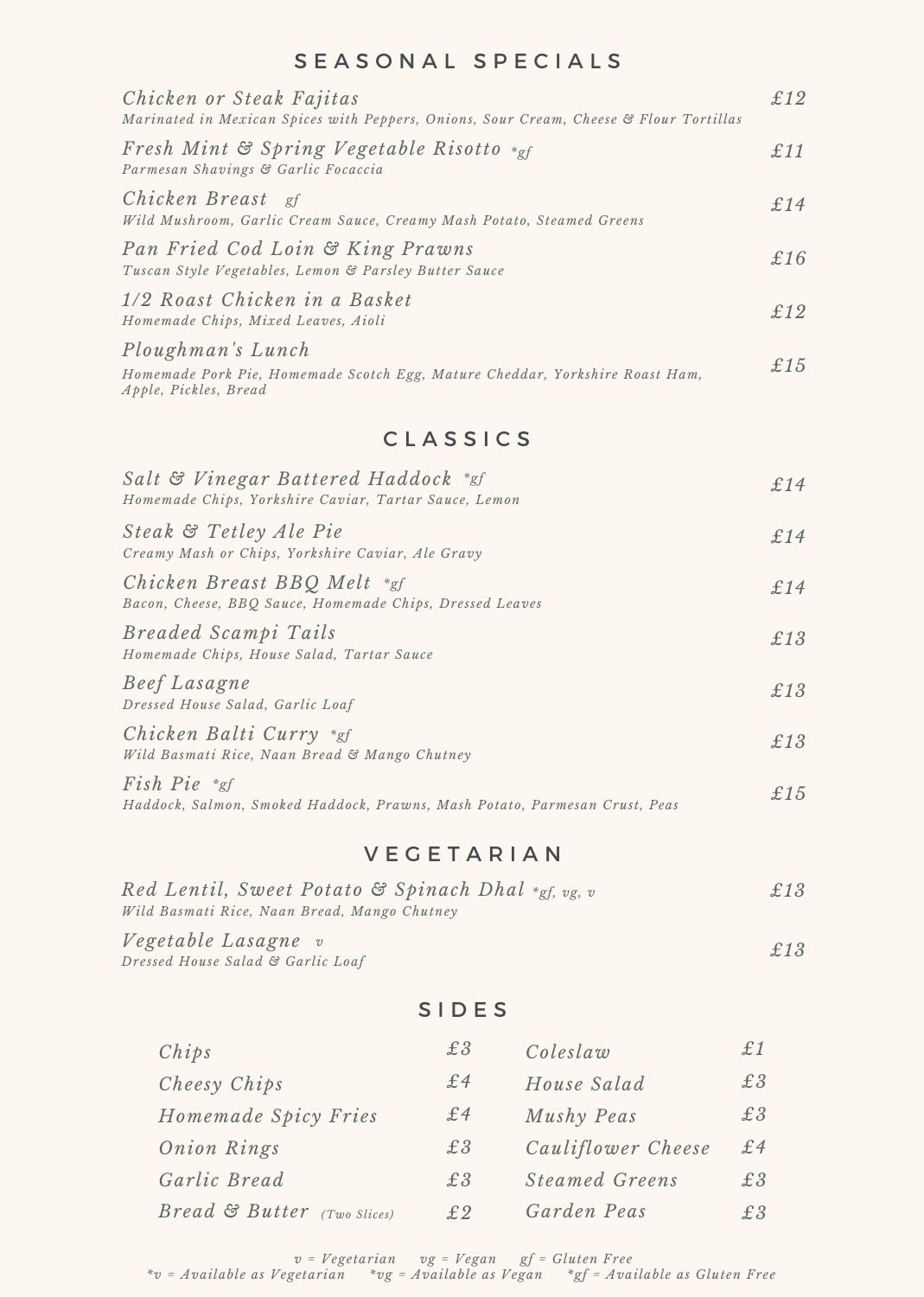## SEASONAL SPECIALS

*Chicken or Steak Fajitas* — £12
*Marinated in Mexican Spices with Peppers, Onions, Sour Cream, Cheese & Flour Tortillas*

*Fresh Mint & Spring Vegetable Risotto* *gf — £11
*Parmesan Shavings & Garlic Focaccia*

*Chicken Breast* gf — £14
*Wild Mushroom, Garlic Cream Sauce, Creamy Mash Potato, Steamed Greens*

*Pan Fried Cod Loin & King Prawns* — £16
*Tuscan Style Vegetables, Lemon & Parsley Butter Sauce*

*1/2 Roast Chicken in a Basket* — £12
*Homemade Chips, Mixed Leaves, Aioli*

*Ploughman's Lunch* — £15
*Homemade Pork Pie, Homemade Scotch Egg, Mature Cheddar, Yorkshire Roast Ham, Apple, Pickles, Bread*

## CLASSICS

*Salt & Vinegar Battered Haddock* *gf — £14
*Homemade Chips, Yorkshire Caviar, Tartar Sauce, Lemon*

*Steak & Tetley Ale Pie* — £14
*Creamy Mash or Chips, Yorkshire Caviar, Ale Gravy*

*Chicken Breast BBQ Melt* *gf — £14
*Bacon, Cheese, BBQ Sauce, Homemade Chips, Dressed Leaves*

*Breaded Scampi Tails* — £13
*Homemade Chips, House Salad, Tartar Sauce*

*Beef Lasagne* — £13
*Dressed House Salad, Garlic Loaf*

*Chicken Balti Curry* *gf — £13
*Wild Basmati Rice, Naan Bread & Mango Chutney*

*Fish Pie* *gf — £15
*Haddock, Salmon, Smoked Haddock, Prawns, Mash Potato, Parmesan Crust, Peas*

## VEGETARIAN

*Red Lentil, Sweet Potato & Spinach Dhal* *gf, vg, v — £13
*Wild Basmati Rice, Naan Bread, Mango Chutney*

*Vegetable Lasagne* v — £13
*Dressed House Salad & Garlic Loaf*

## SIDES

| | | | |
|---|---|---|---|
| Chips | £3 | Coleslaw | £1 |
| Cheesy Chips | £4 | House Salad | £3 |
| Homemade Spicy Fries | £4 | Mushy Peas | £3 |
| Onion Rings | £3 | Cauliflower Cheese | £4 |
| Garlic Bread | £3 | Steamed Greens | £3 |
| Bread & Butter (Two Slices) | £2 | Garden Peas | £3 |

*v = Vegetarian vg = Vegan gf = Gluten Free*
*\*v = Available as Vegetarian \*vg = Available as Vegan \*gf = Available as Gluten Free*